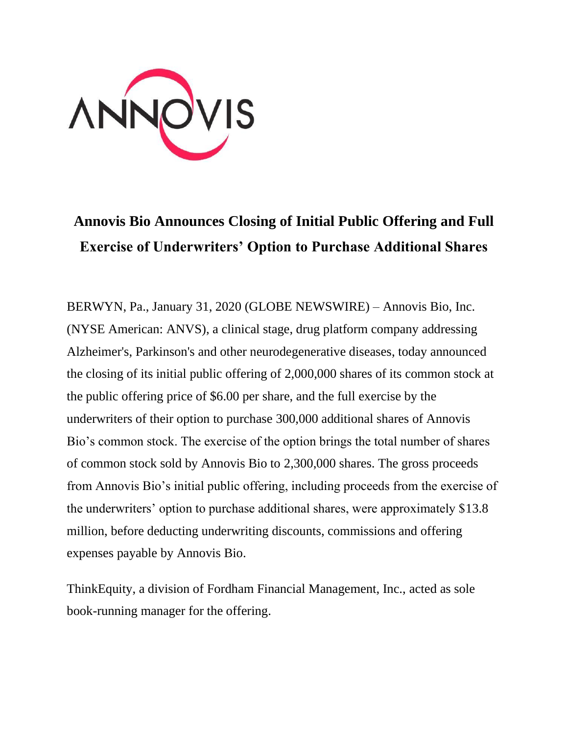ANNOVIS

# Annovis Bio Announces Closing of Initial Public Offering and Full Exercise of Underwriters' Option to Purchase Additional Shares

BERWYN, Pa., January 31, 2020 (GLOBE NEWSWIRE) – Annovis Bio, Inc. (NYSE American: ANVS), a clinical stage, drug platform company addressing Alzheimer's, Parkinson's and other neurodegenerative diseases, today announced the closing of its initial public offering of 2,000,000 shares of its common stock at the public offering price of $6.00 per share, and the full exercise by the underwriters of their option to purchase 300,000 additional shares of Annovis Bio's common stock. The exercise of the option brings the total number of shares of common stock sold by Annovis Bio to 2,300,000 shares. The gross proceeds from Annovis Bio's initial public offering, including proceeds from the exercise of the underwriters' option to purchase additional shares, were approximately $13.8 million, before deducting underwriting discounts, commissions and offering expenses payable by Annovis Bio.

ThinkEquity, a division of Fordham Financial Management, Inc., acted as sole book-running manager for the offering.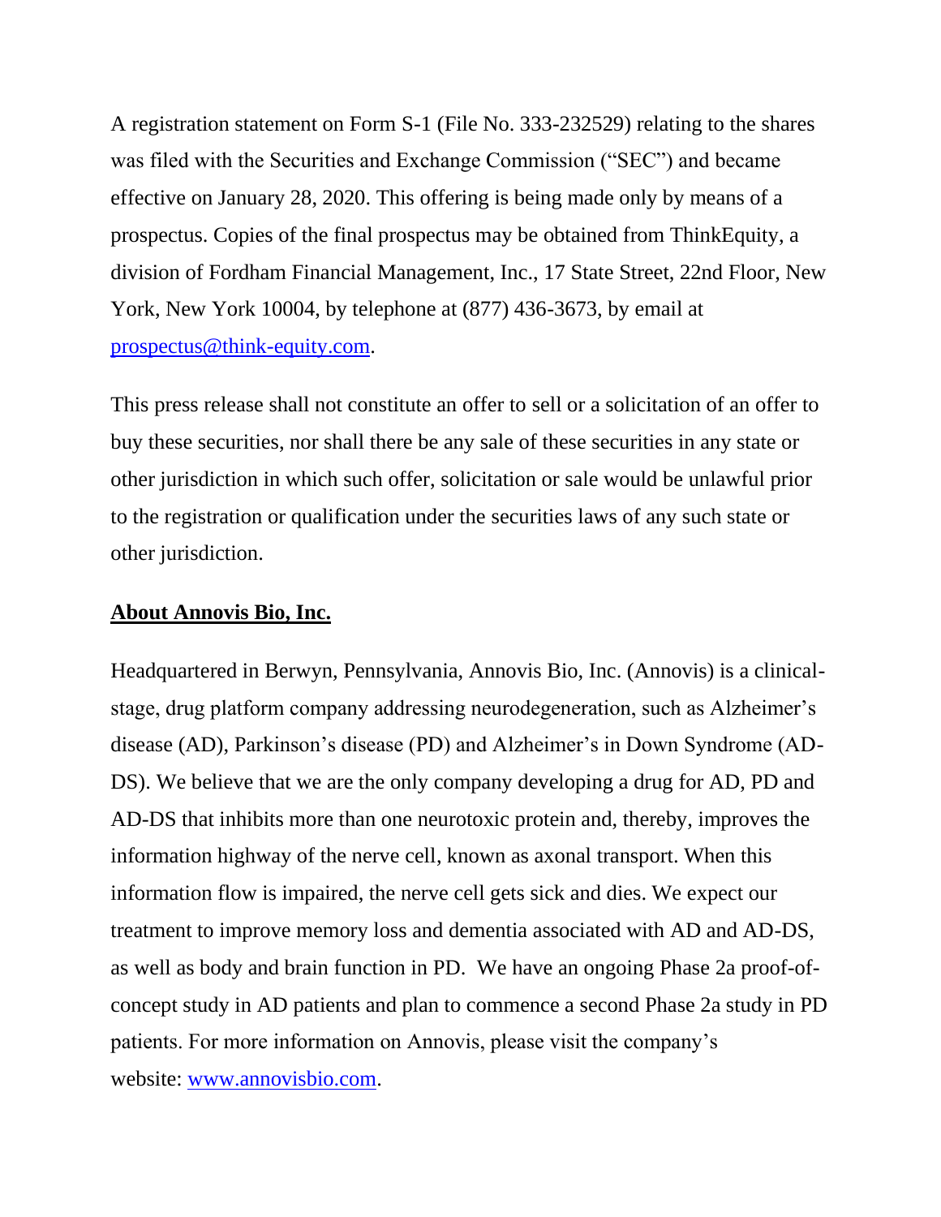A registration statement on Form S-1 (File No. 333-232529) relating to the shares was filed with the Securities and Exchange Commission ("SEC") and became effective on January 28, 2020. This offering is being made only by means of a prospectus. Copies of the final prospectus may be obtained from ThinkEquity, a division of Fordham Financial Management, Inc., 17 State Street, 22nd Floor, New York, New York 10004, by telephone at (877) 436-3673, by email at prospectus@think-equity.com.

This press release shall not constitute an offer to sell or a solicitation of an offer to buy these securities, nor shall there be any sale of these securities in any state or other jurisdiction in which such offer, solicitation or sale would be unlawful prior to the registration or qualification under the securities laws of any such state or other jurisdiction.

## About Annovis Bio, Inc.

Headquartered in Berwyn, Pennsylvania, Annovis Bio, Inc. (Annovis) is a clinical-stage, drug platform company addressing neurodegeneration, such as Alzheimer's disease (AD), Parkinson's disease (PD) and Alzheimer's in Down Syndrome (AD-DS). We believe that we are the only company developing a drug for AD, PD and AD-DS that inhibits more than one neurotoxic protein and, thereby, improves the information highway of the nerve cell, known as axonal transport. When this information flow is impaired, the nerve cell gets sick and dies. We expect our treatment to improve memory loss and dementia associated with AD and AD-DS, as well as body and brain function in PD. We have an ongoing Phase 2a proof-of-concept study in AD patients and plan to commence a second Phase 2a study in PD patients. For more information on Annovis, please visit the company's website: www.annovisbio.com.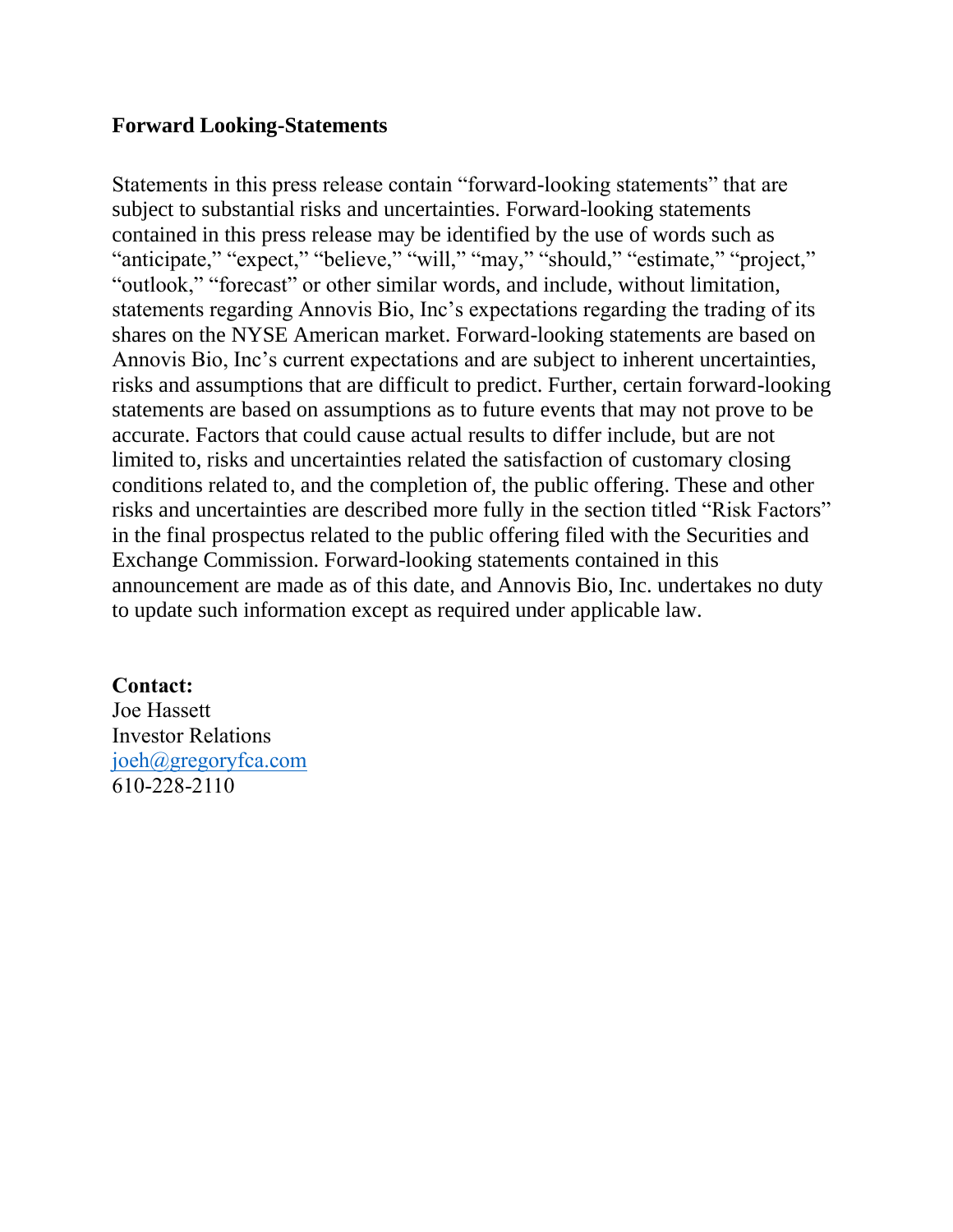**Forward Looking-Statements**

Statements in this press release contain “forward-looking statements” that are subject to substantial risks and uncertainties. Forward-looking statements contained in this press release may be identified by the use of words such as “anticipate,” “expect,” “believe,” “will,” “may,” “should,” “estimate,” “project,” “outlook,” “forecast” or other similar words, and include, without limitation, statements regarding Annovis Bio, Inc’s expectations regarding the trading of its shares on the NYSE American market. Forward-looking statements are based on Annovis Bio, Inc’s current expectations and are subject to inherent uncertainties, risks and assumptions that are difficult to predict. Further, certain forward-looking statements are based on assumptions as to future events that may not prove to be accurate. Factors that could cause actual results to differ include, but are not limited to, risks and uncertainties related the satisfaction of customary closing conditions related to, and the completion of, the public offering. These and other risks and uncertainties are described more fully in the section titled “Risk Factors” in the final prospectus related to the public offering filed with the Securities and Exchange Commission. Forward-looking statements contained in this announcement are made as of this date, and Annovis Bio, Inc. undertakes no duty to update such information except as required under applicable law.

**Contact:**
Joe Hassett
Investor Relations
joeh@gregoryfca.com
610-228-2110